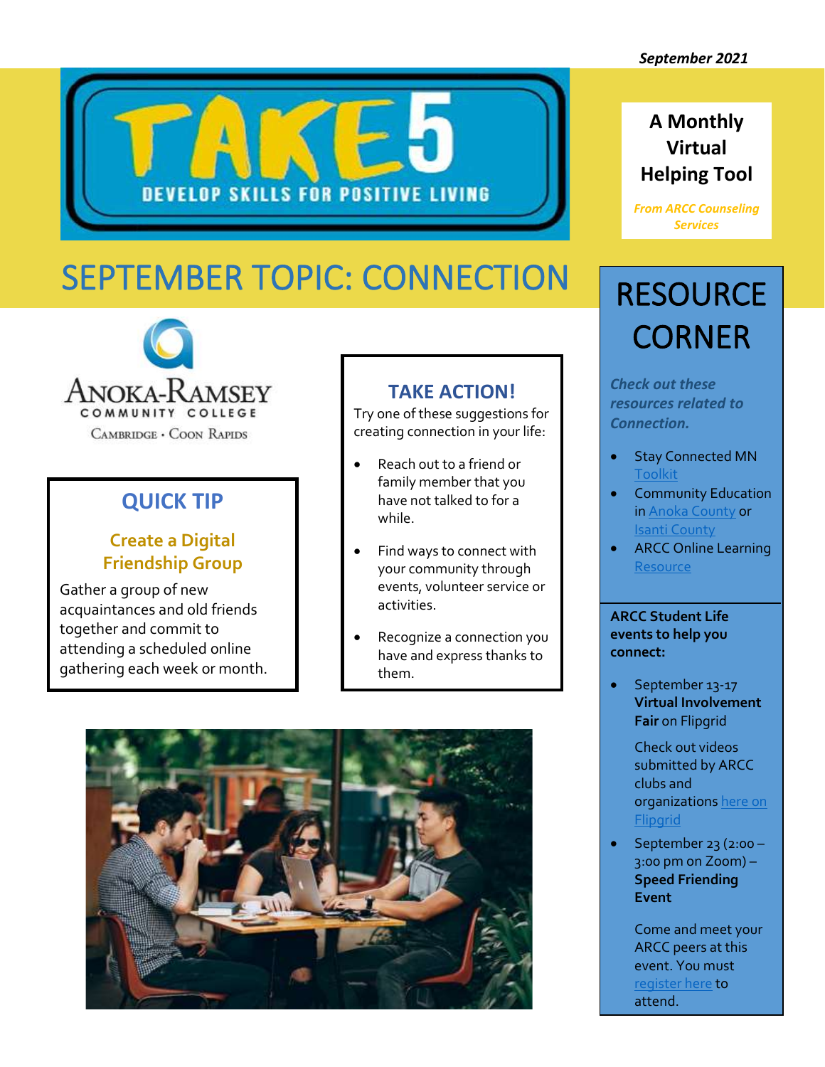*September 2021*

TAKE 5

DEVELOP SKILLS FOR POSITIVE LIVING

**A Monthly Virtual Helping Tool**

***From ARCC Counseling Services***

# SEPTEMBER TOPIC: CONNECTION

Anoka-Ramsey Community College

Cambridge • Coon Rapids

## QUICK TIP

### Create a Digital Friendship Group

Gather a group of new acquaintances and old friends together and commit to attending a scheduled online gathering each week or month.

## TAKE ACTION!

Try one of these suggestions for creating connection in your life:

- Reach out to a friend or family member that you have not talked to for a while.
- Find ways to connect with your community through events, volunteer service or activities.
- Recognize a connection you have and express thanks to them.

# RESOURCE CORNER

***Check out these resources related to Connection.***

- Stay Connected MN Toolkit
- Community Education in Anoka County or Isanti County
- ARCC Online Learning Resource

**ARCC Student Life events to help you connect:**

- September 13-17 **Virtual Involvement Fair** on Flipgrid

  Check out videos submitted by ARCC clubs and organizations here on Flipgrid

- September 23 (2:00 – 3:00 pm on Zoom) – **Speed Friending Event**

  Come and meet your ARCC peers at this event. You must register here to attend.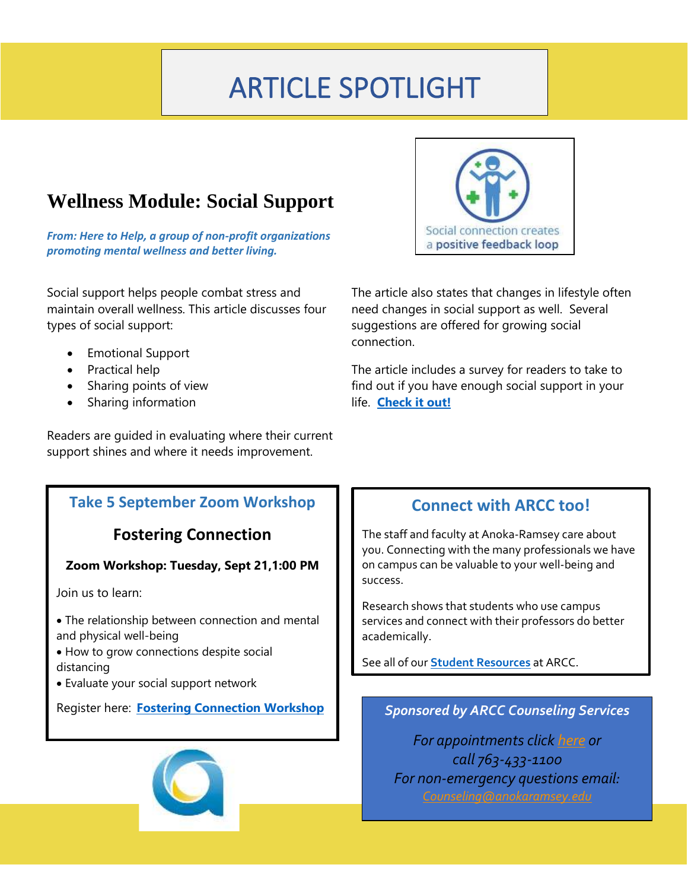# ARTICLE SPOTLIGHT

## Wellness Module: Social Support

***From: Here to Help, a group of non-profit organizations promoting mental wellness and better living.***

Social connection creates a positive feedback loop

Social support helps people combat stress and maintain overall wellness. This article discusses four types of social support:

- Emotional Support
- Practical help
- Sharing points of view
- Sharing information

Readers are guided in evaluating where their current support shines and where it needs improvement.

The article also states that changes in lifestyle often need changes in social support as well. Several suggestions are offered for growing social connection.

The article includes a survey for readers to take to find out if you have enough social support in your life. **Check it out!**

### Take 5 September Zoom Workshop

**Fostering Connection**

**Zoom Workshop: Tuesday, Sept 21,1:00 PM**

Join us to learn:

- The relationship between connection and mental and physical well-being
- How to grow connections despite social distancing
- Evaluate your social support network

Register here: **Fostering Connection Workshop**

### Connect with ARCC too!

The staff and faculty at Anoka-Ramsey care about you. Connecting with the many professionals we have on campus can be valuable to your well-being and success.

Research shows that students who use campus services and connect with their professors do better academically.

See all of our **Student Resources** at ARCC.

***Sponsored by ARCC Counseling Services***

*For appointments click here or call 763-433-1100*
*For non-emergency questions email:*
*Counseling@anokaramsey.edu*